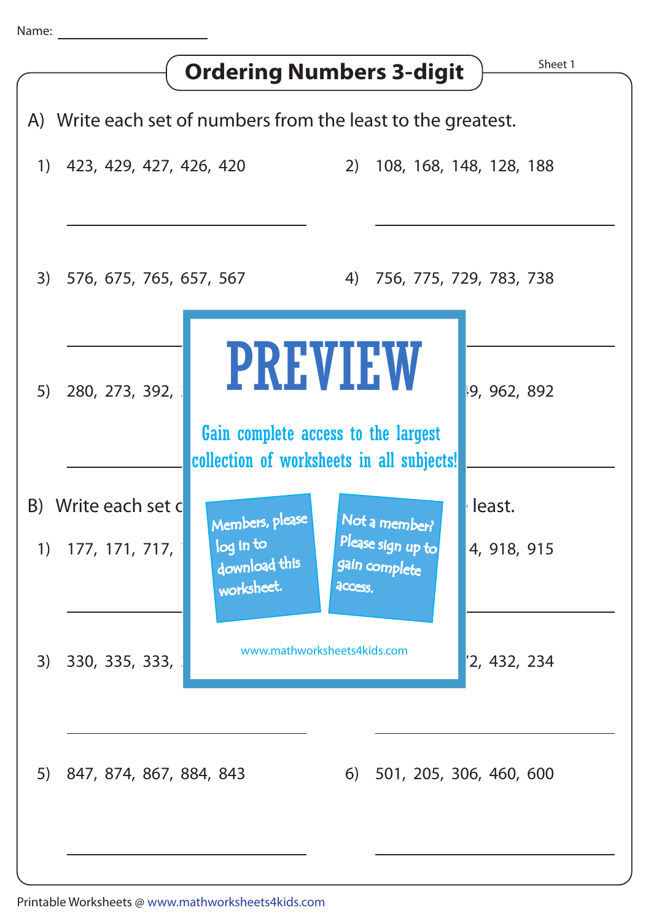Name: ______________________

# Ordering Numbers 3-digit

Sheet 1

A) Write each set of numbers from the least to the greatest.

1) 423, 429, 427, 426, 420

______________________

2) 108, 168, 148, 128, 188

______________________

3) 576, 675, 765, 657, 567

______________________

4) 756, 775, 729, 783, 738

______________________

5) 280, 273, 392,

______________________

6) 9, 962, 892

______________________

PREVIEW

Gain complete access to the largest collection of worksheets in all subjects!

Members, please log in to download this worksheet.

Not a member? Please sign up to gain complete access.

www.mathworksheets4kids.com

B) Write each set c least.

1) 177, 171, 717,

______________________

2) 4, 918, 915

______________________

3) 330, 335, 333,

______________________

4) 2, 432, 234

______________________

5) 847, 874, 867, 884, 843

______________________

6) 501, 205, 306, 460, 600

______________________

Printable Worksheets @ www.mathworksheets4kids.com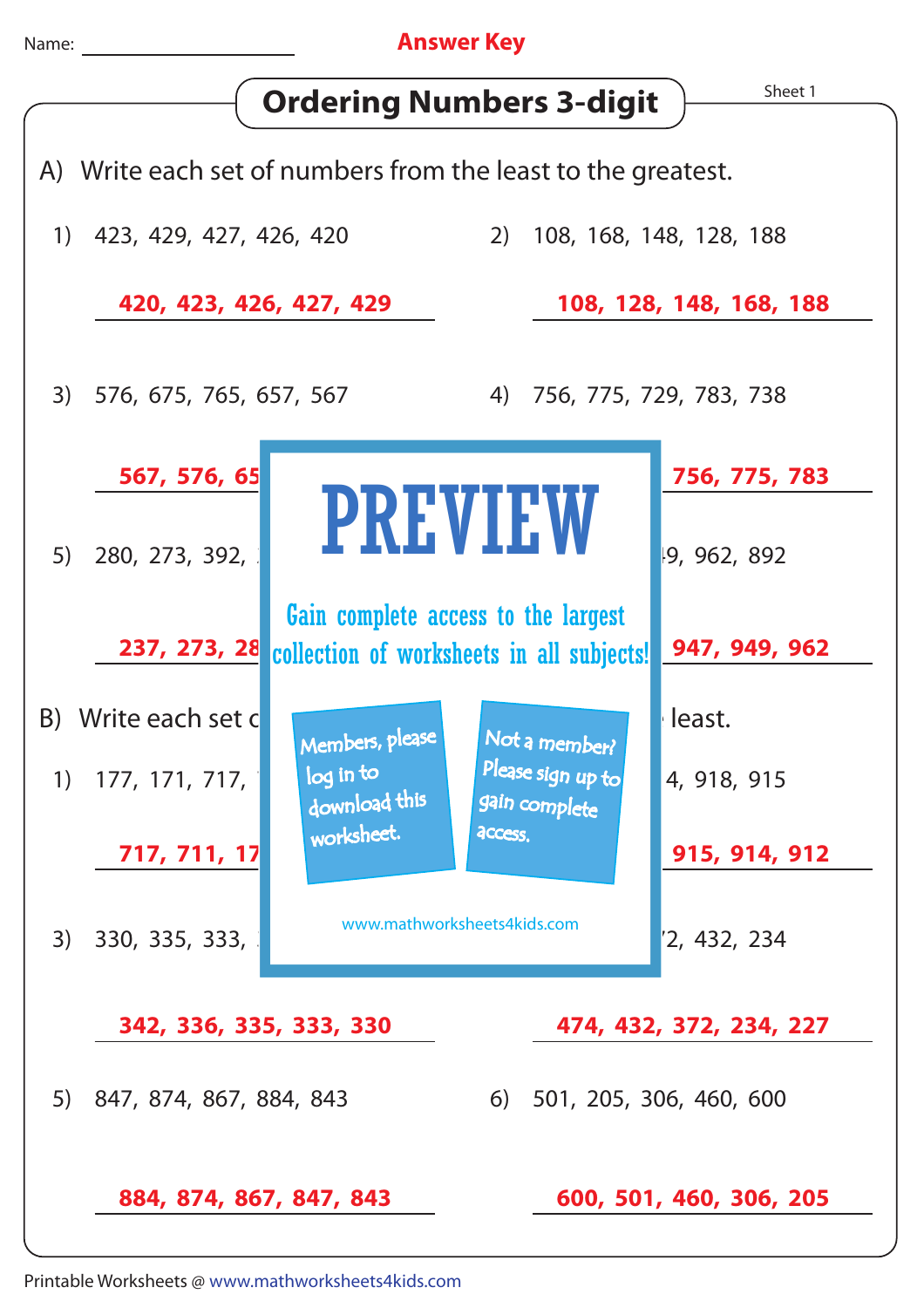Name: ____________________

**Answer Key**

# Ordering Numbers 3-digit

Sheet 1

## A) Write each set of numbers from the least to the greatest.

1) 423, 429, 427, 426, 420

**420, 423, 426, 427, 429**

2) 108, 168, 148, 128, 188

**108, 128, 148, 168, 188**

3) 576, 675, 765, 657, 567

**567, 576, 65**

4) 756, 775, 729, 783, 738

**756, 775, 783**

5) 280, 273, 392,

**237, 273, 28**

6) 9, 962, 892

**947, 949, 962**

PREVIEW

Gain complete access to the largest collection of worksheets in all subjects!

Members, please log in to download this worksheet.

Not a member? Please sign up to gain complete access.

www.mathworksheets4kids.com

## B) Write each set c least.

1) 177, 171, 717,

**717, 711, 17**

2) 4, 918, 915

**915, 914, 912**

3) 330, 335, 333,

**342, 336, 335, 333, 330**

4) 2, 432, 234

**474, 432, 372, 234, 227**

5) 847, 874, 867, 884, 843

**884, 874, 867, 847, 843**

6) 501, 205, 306, 460, 600

**600, 501, 460, 306, 205**

Printable Worksheets @ www.mathworksheets4kids.com